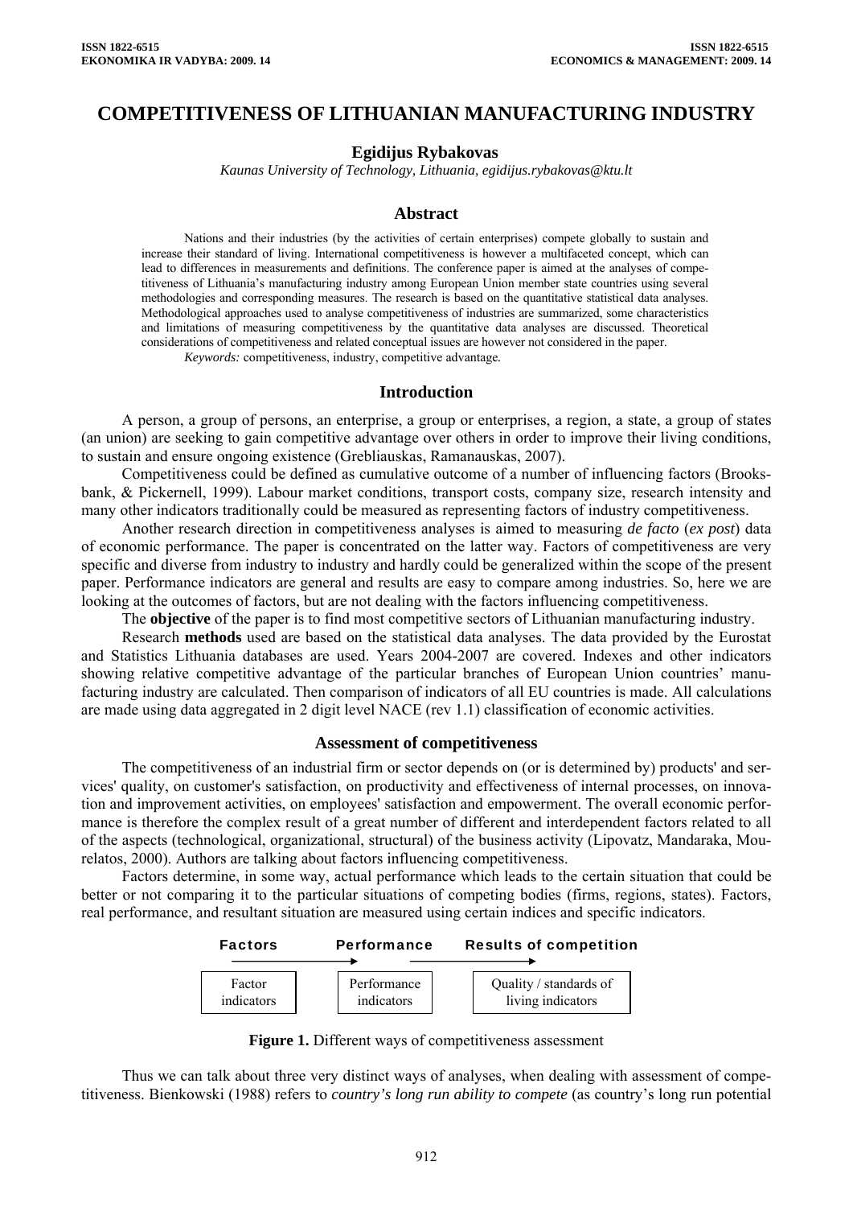// COMPETITIVENESS OF LITHUANIAN MANUFACTURING INDUSTRY

**Egidijus Rybakovas**

*Kaunas University of Technology, Lithuania, egidijus.rybakovas@ktu.lt*

## Abstract

Nations and their industries (by the activities of certain enterprises) compete globally to sustain and increase their standard of living. International competitiveness is however a multifaceted concept, which can lead to differences in measurements and definitions. The conference paper is aimed at the analyses of competitiveness of Lithuania's manufacturing industry among European Union member state countries using several methodologies and corresponding measures. The research is based on the quantitative statistical data analyses. Methodological approaches used to analyse competitiveness of industries are summarized, some characteristics and limitations of measuring competitiveness by the quantitative data analyses are discussed. Theoretical considerations of competitiveness and related conceptual issues are however not considered in the paper.

*Keywords:* competitiveness, industry, competitive advantage.

## Introduction

A person, a group of persons, an enterprise, a group or enterprises, a region, a state, a group of states (an union) are seeking to gain competitive advantage over others in order to improve their living conditions, to sustain and ensure ongoing existence (Grebliauskas, Ramanauskas, 2007).

Competitiveness could be defined as cumulative outcome of a number of influencing factors (Brooksbank, & Pickernell, 1999). Labour market conditions, transport costs, company size, research intensity and many other indicators traditionally could be measured as representing factors of industry competitiveness.

Another research direction in competitiveness analyses is aimed to measuring *de facto* (*ex post*) data of economic performance. The paper is concentrated on the latter way. Factors of competitiveness are very specific and diverse from industry to industry and hardly could be generalized within the scope of the present paper. Performance indicators are general and results are easy to compare among industries. So, here we are looking at the outcomes of factors, but are not dealing with the factors influencing competitiveness.

The **objective** of the paper is to find most competitive sectors of Lithuanian manufacturing industry.

Research **methods** used are based on the statistical data analyses. The data provided by the Eurostat and Statistics Lithuania databases are used. Years 2004-2007 are covered. Indexes and other indicators showing relative competitive advantage of the particular branches of European Union countries' manufacturing industry are calculated. Then comparison of indicators of all EU countries is made. All calculations are made using data aggregated in 2 digit level NACE (rev 1.1) classification of economic activities.

## Assessment of competitiveness

The competitiveness of an industrial firm or sector depends on (or is determined by) products' and services' quality, on customer's satisfaction, on productivity and effectiveness of internal processes, on innovation and improvement activities, on employees' satisfaction and empowerment. The overall economic performance is therefore the complex result of a great number of different and interdependent factors related to all of the aspects (technological, organizational, structural) of the business activity (Lipovatz, Mandaraka, Mourelatos, 2000). Authors are talking about factors influencing competitiveness.

Factors determine, in some way, actual performance which leads to the certain situation that could be better or not comparing it to the particular situations of competing bodies (firms, regions, states). Factors, real performance, and resultant situation are measured using certain indices and specific indicators.

| Factors | Performance | Results of competition |
|---|---|---|
| Factor indicators | Performance indicators | Quality / standards of living indicators |

**Figure 1.** Different ways of competitiveness assessment

Thus we can talk about three very distinct ways of analyses, when dealing with assessment of competitiveness. Bienkowski (1988) refers to *country's long run ability to compete* (as country's long run potential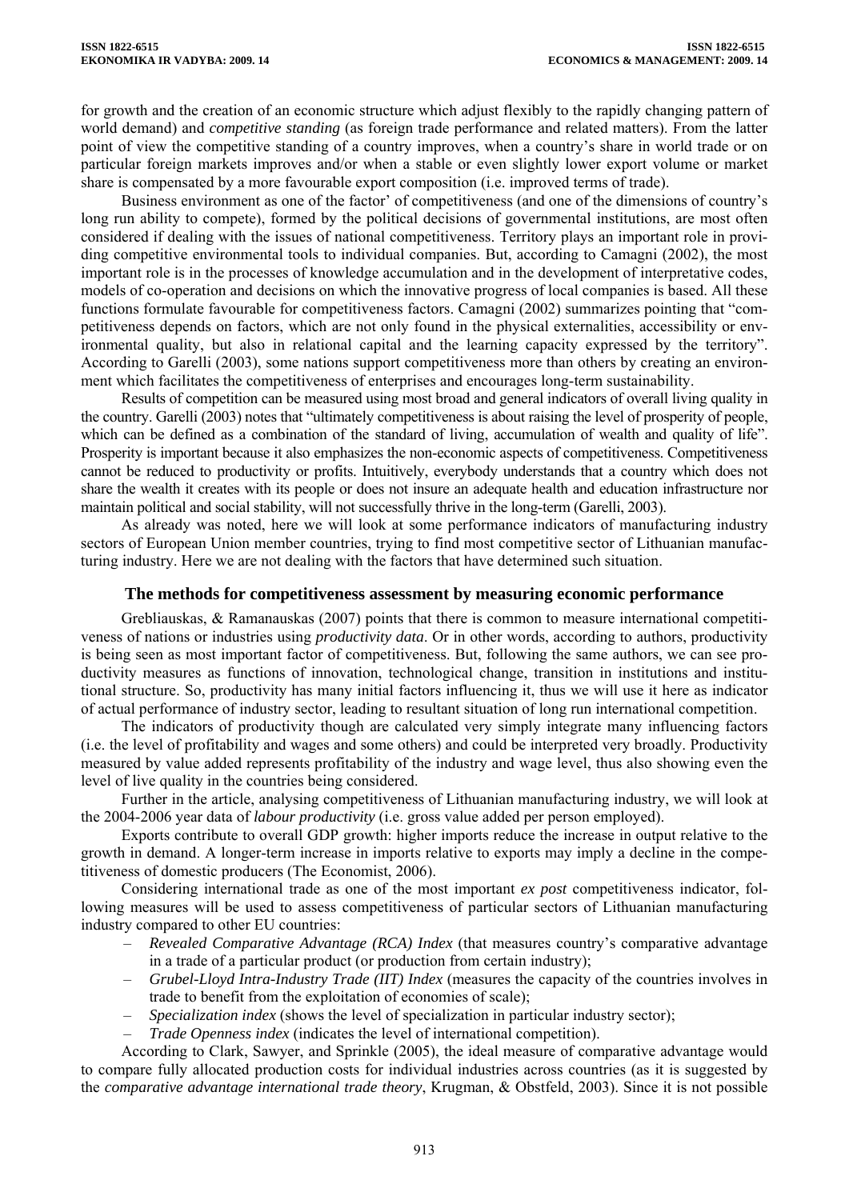for growth and the creation of an economic structure which adjust flexibly to the rapidly changing pattern of world demand) and *competitive standing* (as foreign trade performance and related matters). From the latter point of view the competitive standing of a country improves, when a country's share in world trade or on particular foreign markets improves and/or when a stable or even slightly lower export volume or market share is compensated by a more favourable export composition (i.e. improved terms of trade).

Business environment as one of the factor' of competitiveness (and one of the dimensions of country's long run ability to compete), formed by the political decisions of governmental institutions, are most often considered if dealing with the issues of national competitiveness. Territory plays an important role in providing competitive environmental tools to individual companies. But, according to Camagni (2002), the most important role is in the processes of knowledge accumulation and in the development of interpretative codes, models of co-operation and decisions on which the innovative progress of local companies is based. All these functions formulate favourable for competitiveness factors. Camagni (2002) summarizes pointing that "competitiveness depends on factors, which are not only found in the physical externalities, accessibility or environmental quality, but also in relational capital and the learning capacity expressed by the territory". According to Garelli (2003), some nations support competitiveness more than others by creating an environment which facilitates the competitiveness of enterprises and encourages long-term sustainability.

Results of competition can be measured using most broad and general indicators of overall living quality in the country. Garelli (2003) notes that "ultimately competitiveness is about raising the level of prosperity of people, which can be defined as a combination of the standard of living, accumulation of wealth and quality of life". Prosperity is important because it also emphasizes the non-economic aspects of competitiveness. Competitiveness cannot be reduced to productivity or profits. Intuitively, everybody understands that a country which does not share the wealth it creates with its people or does not insure an adequate health and education infrastructure nor maintain political and social stability, will not successfully thrive in the long-term (Garelli, 2003).

As already was noted, here we will look at some performance indicators of manufacturing industry sectors of European Union member countries, trying to find most competitive sector of Lithuanian manufacturing industry. Here we are not dealing with the factors that have determined such situation.

## The methods for competitiveness assessment by measuring economic performance

Grebliauskas, & Ramanauskas (2007) points that there is common to measure international competitiveness of nations or industries using *productivity data*. Or in other words, according to authors, productivity is being seen as most important factor of competitiveness. But, following the same authors, we can see productivity measures as functions of innovation, technological change, transition in institutions and institutional structure. So, productivity has many initial factors influencing it, thus we will use it here as indicator of actual performance of industry sector, leading to resultant situation of long run international competition.

The indicators of productivity though are calculated very simply integrate many influencing factors (i.e. the level of profitability and wages and some others) and could be interpreted very broadly. Productivity measured by value added represents profitability of the industry and wage level, thus also showing even the level of live quality in the countries being considered.

Further in the article, analysing competitiveness of Lithuanian manufacturing industry, we will look at the 2004-2006 year data of *labour productivity* (i.e. gross value added per person employed).

Exports contribute to overall GDP growth: higher imports reduce the increase in output relative to the growth in demand. A longer-term increase in imports relative to exports may imply a decline in the competitiveness of domestic producers (The Economist, 2006).

Considering international trade as one of the most important *ex post* competitiveness indicator, following measures will be used to assess competitiveness of particular sectors of Lithuanian manufacturing industry compared to other EU countries:

- *Revealed Comparative Advantage (RCA) Index* (that measures country's comparative advantage in a trade of a particular product (or production from certain industry);
- *Grubel-Lloyd Intra-Industry Trade (IIT) Index* (measures the capacity of the countries involves in trade to benefit from the exploitation of economies of scale);
- *Specialization index* (shows the level of specialization in particular industry sector);
- *Trade Openness index* (indicates the level of international competition).

According to Clark, Sawyer, and Sprinkle (2005), the ideal measure of comparative advantage would to compare fully allocated production costs for individual industries across countries (as it is suggested by the *comparative advantage international trade theory*, Krugman, & Obstfeld, 2003). Since it is not possible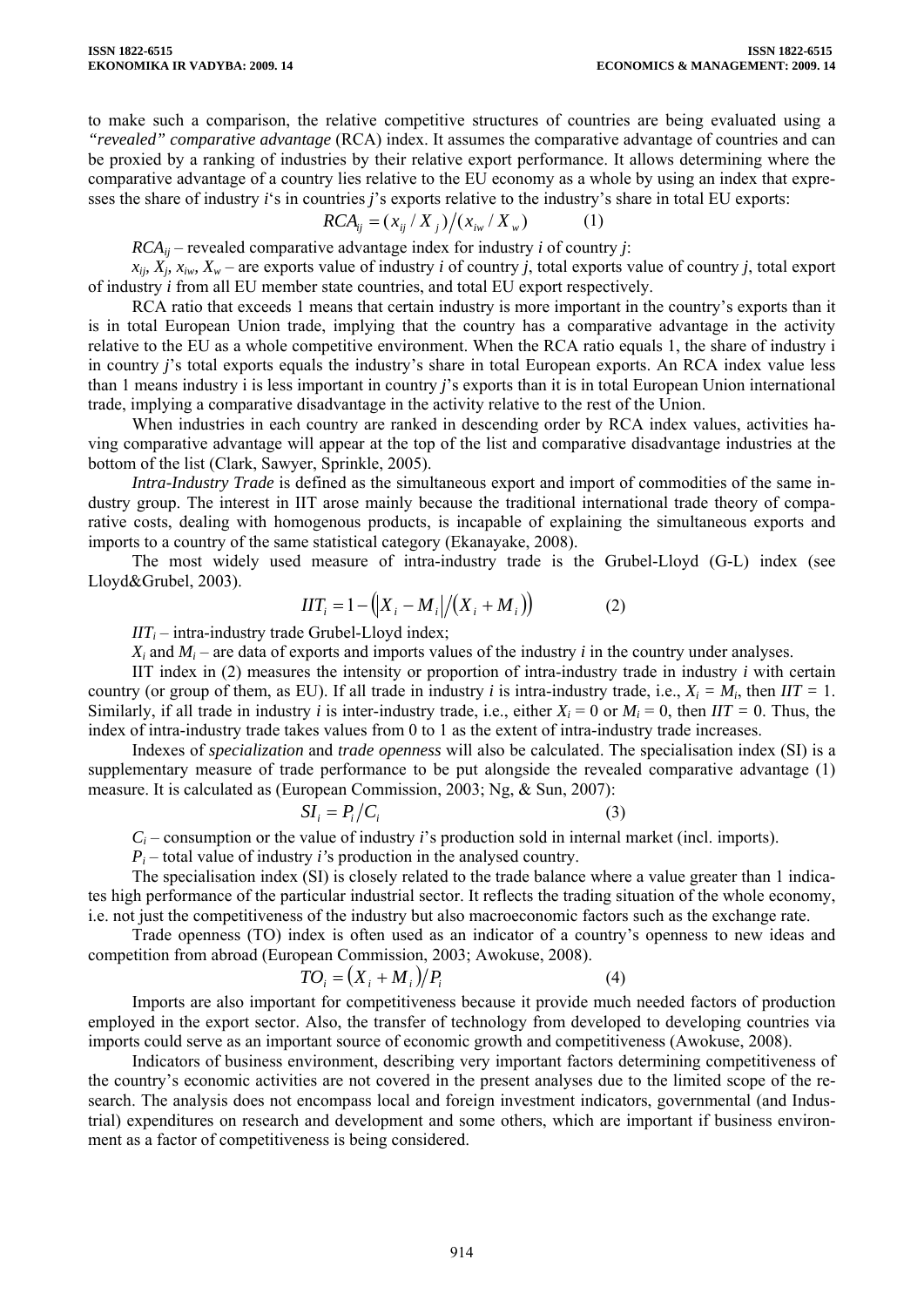to make such a comparison, the relative competitive structures of countries are being evaluated using a *"revealed" comparative advantage* (RCA) index. It assumes the comparative advantage of countries and can be proxied by a ranking of industries by their relative export performance. It allows determining where the comparative advantage of a country lies relative to the EU economy as a whole by using an index that expresses the share of industry *i*'s in countries *j*'s exports relative to the industry's share in total EU exports:

$$RCA_{ij} = (x_{ij} / X_j) / (x_{iw} / X_w) \qquad (1)$$

$RCA_{ij}$ – revealed comparative advantage index for industry *i* of country *j*:

$x_{ij}$, $X_j$, $x_{iw}$, $X_w$ – are exports value of industry *i* of country *j*, total exports value of country *j*, total export of industry *i* from all EU member state countries, and total EU export respectively.

RCA ratio that exceeds 1 means that certain industry is more important in the country's exports than it is in total European Union trade, implying that the country has a comparative advantage in the activity relative to the EU as a whole competitive environment. When the RCA ratio equals 1, the share of industry i in country *j*'s total exports equals the industry's share in total European exports. An RCA index value less than 1 means industry i is less important in country *j*'s exports than it is in total European Union international trade, implying a comparative disadvantage in the activity relative to the rest of the Union.

When industries in each country are ranked in descending order by RCA index values, activities having comparative advantage will appear at the top of the list and comparative disadvantage industries at the bottom of the list (Clark, Sawyer, Sprinkle, 2005).

*Intra-Industry Trade* is defined as the simultaneous export and import of commodities of the same industry group. The interest in IIT arose mainly because the traditional international trade theory of comparative costs, dealing with homogenous products, is incapable of explaining the simultaneous exports and imports to a country of the same statistical category (Ekanayake, 2008).

The most widely used measure of intra-industry trade is the Grubel-Lloyd (G-L) index (see Lloyd&Grubel, 2003).

$$IIT_i = 1 - \left( \left| X_i - M_i \right| / (X_i + M_i) \right) \qquad (2)$$

$IIT_i$ – intra-industry trade Grubel-Lloyd index;

$X_i$ and $M_i$ – are data of exports and imports values of the industry *i* in the country under analyses.

IIT index in (2) measures the intensity or proportion of intra-industry trade in industry *i* with certain country (or group of them, as EU). If all trade in industry *i* is intra-industry trade, i.e., $X_i = M_i$, then $IIT = 1$. Similarly, if all trade in industry *i* is inter-industry trade, i.e., either $X_i = 0$ or $M_i = 0$, then $IIT = 0$. Thus, the index of intra-industry trade takes values from 0 to 1 as the extent of intra-industry trade increases.

Indexes of *specialization* and *trade openness* will also be calculated. The specialisation index (SI) is a supplementary measure of trade performance to be put alongside the revealed comparative advantage (1) measure. It is calculated as (European Commission, 2003; Ng, & Sun, 2007):

$$SI_i = P_i / C_i \qquad (3)$$

$C_i$ – consumption or the value of industry *i*'s production sold in internal market (incl. imports).

$P_i$ – total value of industry *i*'s production in the analysed country.

The specialisation index (SI) is closely related to the trade balance where a value greater than 1 indicates high performance of the particular industrial sector. It reflects the trading situation of the whole economy, i.e. not just the competitiveness of the industry but also macroeconomic factors such as the exchange rate.

Trade openness (TO) index is often used as an indicator of a country's openness to new ideas and competition from abroad (European Commission, 2003; Awokuse, 2008).

$$TO_i = (X_i + M_i) / P_i \qquad (4)$$

Imports are also important for competitiveness because it provide much needed factors of production employed in the export sector. Also, the transfer of technology from developed to developing countries via imports could serve as an important source of economic growth and competitiveness (Awokuse, 2008).

Indicators of business environment, describing very important factors determining competitiveness of the country's economic activities are not covered in the present analyses due to the limited scope of the research. The analysis does not encompass local and foreign investment indicators, governmental (and Industrial) expenditures on research and development and some others, which are important if business environment as a factor of competitiveness is being considered.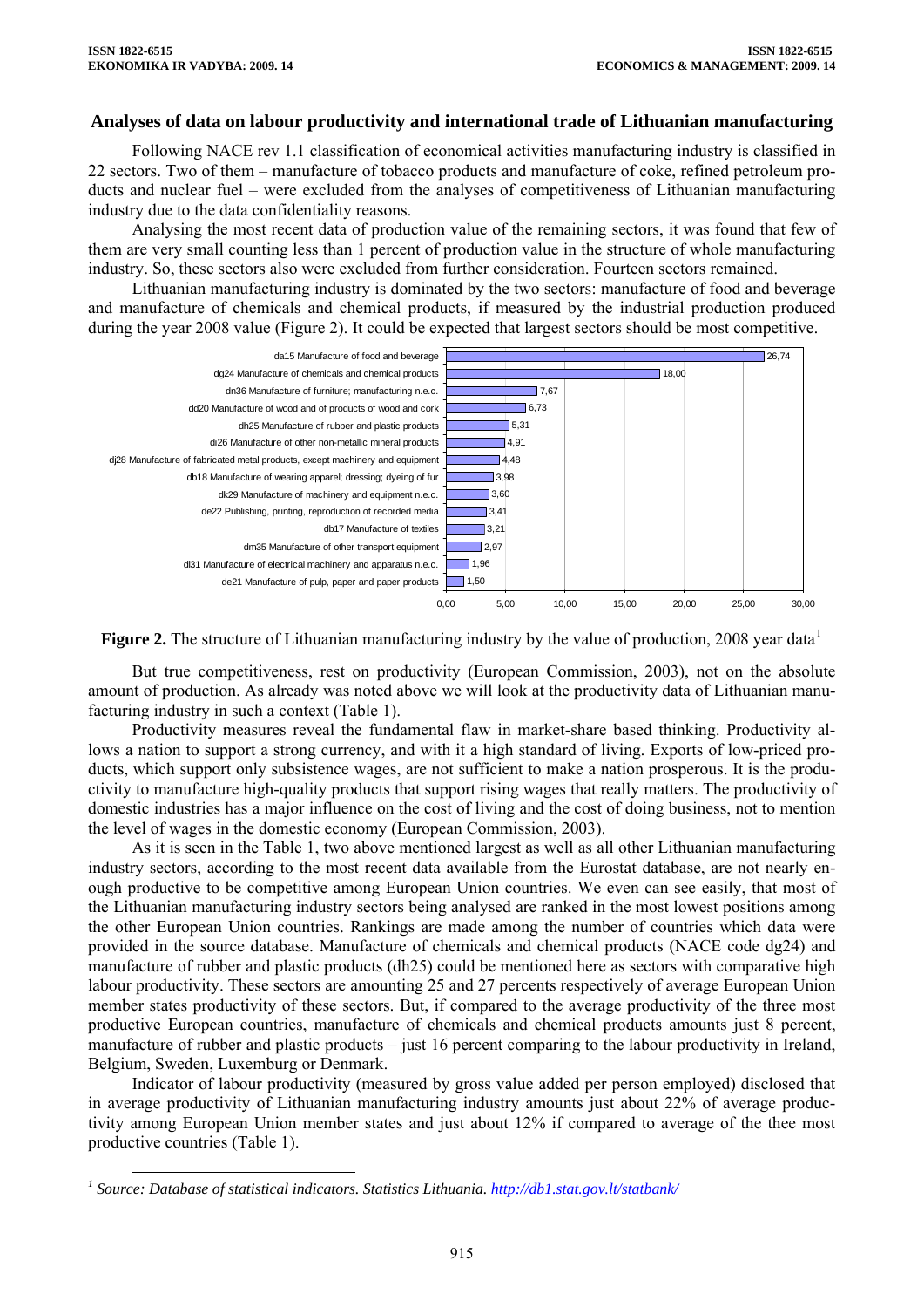## Analyses of data on labour productivity and international trade of Lithuanian manufacturing

Following NACE rev 1.1 classification of economical activities manufacturing industry is classified in 22 sectors. Two of them – manufacture of tobacco products and manufacture of coke, refined petroleum products and nuclear fuel – were excluded from the analyses of competitiveness of Lithuanian manufacturing industry due to the data confidentiality reasons.

Analysing the most recent data of production value of the remaining sectors, it was found that few of them are very small counting less than 1 percent of production value in the structure of whole manufacturing industry. So, these sectors also were excluded from further consideration. Fourteen sectors remained.

Lithuanian manufacturing industry is dominated by the two sectors: manufacture of food and beverage and manufacture of chemicals and chemical products, if measured by the industrial production produced during the year 2008 value (Figure 2). It could be expected that largest sectors should be most competitive.

| Sector | Value |
|---|---|
| da15 Manufacture of food and beverage | 26,74 |
| dg24 Manufacture of chemicals and chemical products | 18,00 |
| dn36 Manufacture of furniture; manufacturing n.e.c. | 7,67 |
| dd20 Manufacture of wood and of products of wood and cork | 6,73 |
| dh25 Manufacture of rubber and plastic products | 5,31 |
| di26 Manufacture of other non-metallic mineral products | 4,91 |
| dj28 Manufacture of fabricated metal products, except machinery and equipment | 4,48 |
| db18 Manufacture of wearing apparel; dressing; dyeing of fur | 3,98 |
| dk29 Manufacture of machinery and equipment n.e.c. | 3,60 |
| de22 Publishing, printing, reproduction of recorded media | 3,41 |
| db17 Manufacture of textiles | 3,21 |
| dm35 Manufacture of other transport equipment | 2,97 |
| dl31 Manufacture of electrical machinery and apparatus n.e.c. | 1,96 |
| de21 Manufacture of pulp, paper and paper products | 1,50 |

**Figure 2.** The structure of Lithuanian manufacturing industry by the value of production, 2008 year data[1]

But true competitiveness, rest on productivity (European Commission, 2003), not on the absolute amount of production. As already was noted above we will look at the productivity data of Lithuanian manufacturing industry in such a context (Table 1).

Productivity measures reveal the fundamental flaw in market-share based thinking. Productivity allows a nation to support a strong currency, and with it a high standard of living. Exports of low-priced products, which support only subsistence wages, are not sufficient to make a nation prosperous. It is the productivity to manufacture high-quality products that support rising wages that really matters. The productivity of domestic industries has a major influence on the cost of living and the cost of doing business, not to mention the level of wages in the domestic economy (European Commission, 2003).

As it is seen in the Table 1, two above mentioned largest as well as all other Lithuanian manufacturing industry sectors, according to the most recent data available from the Eurostat database, are not nearly enough productive to be competitive among European Union countries. We even can see easily, that most of the Lithuanian manufacturing industry sectors being analysed are ranked in the most lowest positions among the other European Union countries. Rankings are made among the number of countries which data were provided in the source database. Manufacture of chemicals and chemical products (NACE code dg24) and manufacture of rubber and plastic products (dh25) could be mentioned here as sectors with comparative high labour productivity. These sectors are amounting 25 and 27 percents respectively of average European Union member states productivity of these sectors. But, if compared to the average productivity of the three most productive European countries, manufacture of chemicals and chemical products amounts just 8 percent, manufacture of rubber and plastic products – just 16 percent comparing to the labour productivity in Ireland, Belgium, Sweden, Luxemburg or Denmark.

Indicator of labour productivity (measured by gross value added per person employed) disclosed that in average productivity of Lithuanian manufacturing industry amounts just about 22% of average productivity among European Union member states and just about 12% if compared to average of the thee most productive countries (Table 1).

[1] *Source: Database of statistical indicators. Statistics Lithuania. http://db1.stat.gov.lt/statbank/*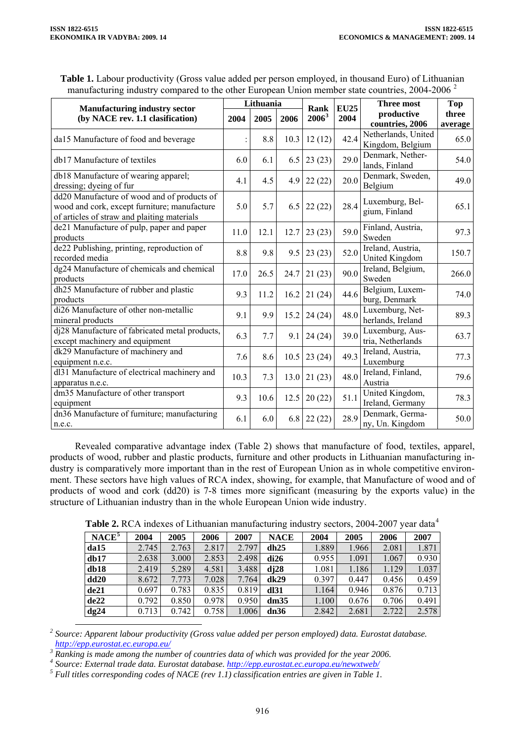**Table 1.** Labour productivity (Gross value added per person employed, in thousand Euro) of Lithuanian manufacturing industry compared to the other European Union member state countries, 2004-2006 [2]

| Manufacturing industry sector (by NACE rev. 1.1 clasification) | Lithuania | | | Rank 2006[3] | EU25 2004 | Three most productive countries, 2006 | Top three average |
|---|---|---|---|---|---|---|---|
| | 2004 | 2005 | 2006 | | | | |
| da15 Manufacture of food and beverage | : | 8.8 | 10.3 | 12 (12) | 42.4 | Netherlands, United Kingdom, Belgium | 65.0 |
| db17 Manufacture of textiles | 6.0 | 6.1 | 6.5 | 23 (23) | 29.0 | Denmark, Netherlands, Finland | 54.0 |
| db18 Manufacture of wearing apparel; dressing; dyeing of fur | 4.1 | 4.5 | 4.9 | 22 (22) | 20.0 | Denmark, Sweden, Belgium | 49.0 |
| dd20 Manufacture of wood and of products of wood and cork, except furniture; manufacture of articles of straw and plaiting materials | 5.0 | 5.7 | 6.5 | 22 (22) | 28.4 | Luxemburg, Belgium, Finland | 65.1 |
| de21 Manufacture of pulp, paper and paper products | 11.0 | 12.1 | 12.7 | 23 (23) | 59.0 | Finland, Austria, Sweden | 97.3 |
| de22 Publishing, printing, reproduction of recorded media | 8.8 | 9.8 | 9.5 | 23 (23) | 52.0 | Ireland, Austria, United Kingdom | 150.7 |
| dg24 Manufacture of chemicals and chemical products | 17.0 | 26.5 | 24.7 | 21 (23) | 90.0 | Ireland, Belgium, Sweden | 266.0 |
| dh25 Manufacture of rubber and plastic products | 9.3 | 11.2 | 16.2 | 21 (24) | 44.6 | Belgium, Luxemburg, Denmark | 74.0 |
| di26 Manufacture of other non-metallic mineral products | 9.1 | 9.9 | 15.2 | 24 (24) | 48.0 | Luxemburg, Netherlands, Ireland | 89.3 |
| dj28 Manufacture of fabricated metal products, except machinery and equipment | 6.3 | 7.7 | 9.1 | 24 (24) | 39.0 | Luxemburg, Austria, Netherlands | 63.7 |
| dk29 Manufacture of machinery and equipment n.e.c. | 7.6 | 8.6 | 10.5 | 23 (24) | 49.3 | Ireland, Austria, Luxemburg | 77.3 |
| dl31 Manufacture of electrical machinery and apparatus n.e.c. | 10.3 | 7.3 | 13.0 | 21 (23) | 48.0 | Ireland, Finland, Austria | 79.6 |
| dm35 Manufacture of other transport equipment | 9.3 | 10.6 | 12.5 | 20 (22) | 51.1 | United Kingdom, Ireland, Germany | 78.3 |
| dn36 Manufacture of furniture; manufacturing n.e.c. | 6.1 | 6.0 | 6.8 | 22 (22) | 28.9 | Denmark, Germany, Un. Kingdom | 50.0 |

Revealed comparative advantage index (Table 2) shows that manufacture of food, textiles, apparel, products of wood, rubber and plastic products, furniture and other products in Lithuanian manufacturing industry is comparatively more important than in the rest of European Union as in whole competitive environment. These sectors have high values of RCA index, showing, for example, that Manufacture of wood and of products of wood and cork (dd20) is 7-8 times more significant (measuring by the exports value) in the structure of Lithuanian industry than in the whole European Union wide industry.

**Table 2.** RCA indexes of Lithuanian manufacturing industry sectors, 2004-2007 year data[4]

| NACE[5] | 2004 | 2005 | 2006 | 2007 | NACE | 2004 | 2005 | 2006 | 2007 |
|---|---|---|---|---|---|---|---|---|---|
| **da15** | 2.745 | 2.763 | 2.817 | 2.797 | **dh25** | 1.889 | 1.966 | 2.081 | 1.871 |
| **db17** | 2.638 | 3.000 | 2.853 | 2.498 | **di26** | 0.955 | 1.091 | 1.067 | 0.930 |
| **db18** | 2.419 | 5.289 | 4.581 | 3.488 | **dj28** | 1.081 | 1.186 | 1.129 | 1.037 |
| **dd20** | 8.672 | 7.773 | 7.028 | 7.764 | **dk29** | 0.397 | 0.447 | 0.456 | 0.459 |
| **de21** | 0.697 | 0.783 | 0.835 | 0.819 | **dl31** | 1.164 | 0.946 | 0.876 | 0.713 |
| **de22** | 0.792 | 0.850 | 0.978 | 0.950 | **dm35** | 1.100 | 0.676 | 0.706 | 0.491 |
| **dg24** | 0.713 | 0.742 | 0.758 | 1.006 | **dn36** | 2.842 | 2.681 | 2.722 | 2.578 |

[2] *Source: Apparent labour productivity (Gross value added per person employed) data. Eurostat database. http://epp.eurostat.ec.europa.eu/*

[3] *Ranking is made among the number of countries data of which was provided for the year 2006.*

[4] *Source: External trade data. Eurostat database. http://epp.eurostat.ec.europa.eu/newxtweb/*

[5] *Full titles corresponding codes of NACE (rev 1.1) classification entries are given in Table 1.*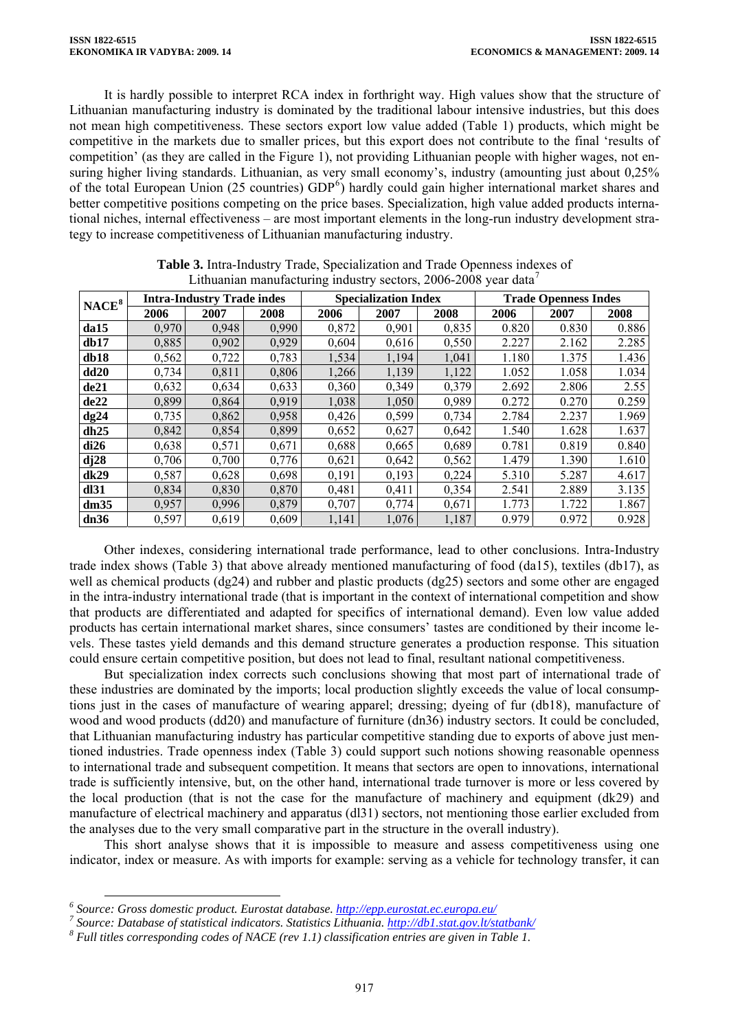It is hardly possible to interpret RCA index in forthright way. High values show that the structure of Lithuanian manufacturing industry is dominated by the traditional labour intensive industries, but this does not mean high competitiveness. These sectors export low value added (Table 1) products, which might be competitive in the markets due to smaller prices, but this export does not contribute to the final 'results of competition' (as they are called in the Figure 1), not providing Lithuanian people with higher wages, not ensuring higher living standards. Lithuanian, as very small economy's, industry (amounting just about 0,25% of the total European Union (25 countries) GDP[6]) hardly could gain higher international market shares and better competitive positions competing on the price bases. Specialization, high value added products international niches, internal effectiveness – are most important elements in the long-run industry development strategy to increase competitiveness of Lithuanian manufacturing industry.

**Table 3.** Intra-Industry Trade, Specialization and Trade Openness indexes of Lithuanian manufacturing industry sectors, 2006-2008 year data[7]

| NACE[8] | Intra-Industry Trade indes | | | Specialization Index | | | Trade Openness Indes | | |
|---|---|---|---|---|---|---|---|---|---|
| | 2006 | 2007 | 2008 | 2006 | 2007 | 2008 | 2006 | 2007 | 2008 |
| da15 | 0,970 | 0,948 | 0,990 | 0,872 | 0,901 | 0,835 | 0.820 | 0.830 | 0.886 |
| db17 | 0,885 | 0,902 | 0,929 | 0,604 | 0,616 | 0,550 | 2.227 | 2.162 | 2.285 |
| db18 | 0,562 | 0,722 | 0,783 | 1,534 | 1,194 | 1,041 | 1.180 | 1.375 | 1.436 |
| dd20 | 0,734 | 0,811 | 0,806 | 1,266 | 1,139 | 1,122 | 1.052 | 1.058 | 1.034 |
| de21 | 0,632 | 0,634 | 0,633 | 0,360 | 0,349 | 0,379 | 2.692 | 2.806 | 2.55 |
| de22 | 0,899 | 0,864 | 0,919 | 1,038 | 1,050 | 0,989 | 0.272 | 0.270 | 0.259 |
| dg24 | 0,735 | 0,862 | 0,958 | 0,426 | 0,599 | 0,734 | 2.784 | 2.237 | 1.969 |
| dh25 | 0,842 | 0,854 | 0,899 | 0,652 | 0,627 | 0,642 | 1.540 | 1.628 | 1.637 |
| di26 | 0,638 | 0,571 | 0,671 | 0,688 | 0,665 | 0,689 | 0.781 | 0.819 | 0.840 |
| dj28 | 0,706 | 0,700 | 0,776 | 0,621 | 0,642 | 0,562 | 1.479 | 1.390 | 1.610 |
| dk29 | 0,587 | 0,628 | 0,698 | 0,191 | 0,193 | 0,224 | 5.310 | 5.287 | 4.617 |
| dl31 | 0,834 | 0,830 | 0,870 | 0,481 | 0,411 | 0,354 | 2.541 | 2.889 | 3.135 |
| dm35 | 0,957 | 0,996 | 0,879 | 0,707 | 0,774 | 0,671 | 1.773 | 1.722 | 1.867 |
| dn36 | 0,597 | 0,619 | 0,609 | 1,141 | 1,076 | 1,187 | 0.979 | 0.972 | 0.928 |

Other indexes, considering international trade performance, lead to other conclusions. Intra-Industry trade index shows (Table 3) that above already mentioned manufacturing of food (da15), textiles (db17), as well as chemical products (dg24) and rubber and plastic products (dg25) sectors and some other are engaged in the intra-industry international trade (that is important in the context of international competition and show that products are differentiated and adapted for specifics of international demand). Even low value added products has certain international market shares, since consumers' tastes are conditioned by their income levels. These tastes yield demands and this demand structure generates a production response. This situation could ensure certain competitive position, but does not lead to final, resultant national competitiveness.

But specialization index corrects such conclusions showing that most part of international trade of these industries are dominated by the imports; local production slightly exceeds the value of local consumptions just in the cases of manufacture of wearing apparel; dressing; dyeing of fur (db18), manufacture of wood and wood products (dd20) and manufacture of furniture (dn36) industry sectors. It could be concluded, that Lithuanian manufacturing industry has particular competitive standing due to exports of above just mentioned industries. Trade openness index (Table 3) could support such notions showing reasonable openness to international trade and subsequent competition. It means that sectors are open to innovations, international trade is sufficiently intensive, but, on the other hand, international trade turnover is more or less covered by the local production (that is not the case for the manufacture of machinery and equipment (dk29) and manufacture of electrical machinery and apparatus (dl31) sectors, not mentioning those earlier excluded from the analyses due to the very small comparative part in the structure in the overall industry).

This short analyse shows that it is impossible to measure and assess competitiveness using one indicator, index or measure. As with imports for example: serving as a vehicle for technology transfer, it can

---

*[6] Source: Gross domestic product. Eurostat database. http://epp.eurostat.ec.europa.eu/*

*[7] Source: Database of statistical indicators. Statistics Lithuania. http://db1.stat.gov.lt/statbank/*

*[8] Full titles corresponding codes of NACE (rev 1.1) classification entries are given in Table 1.*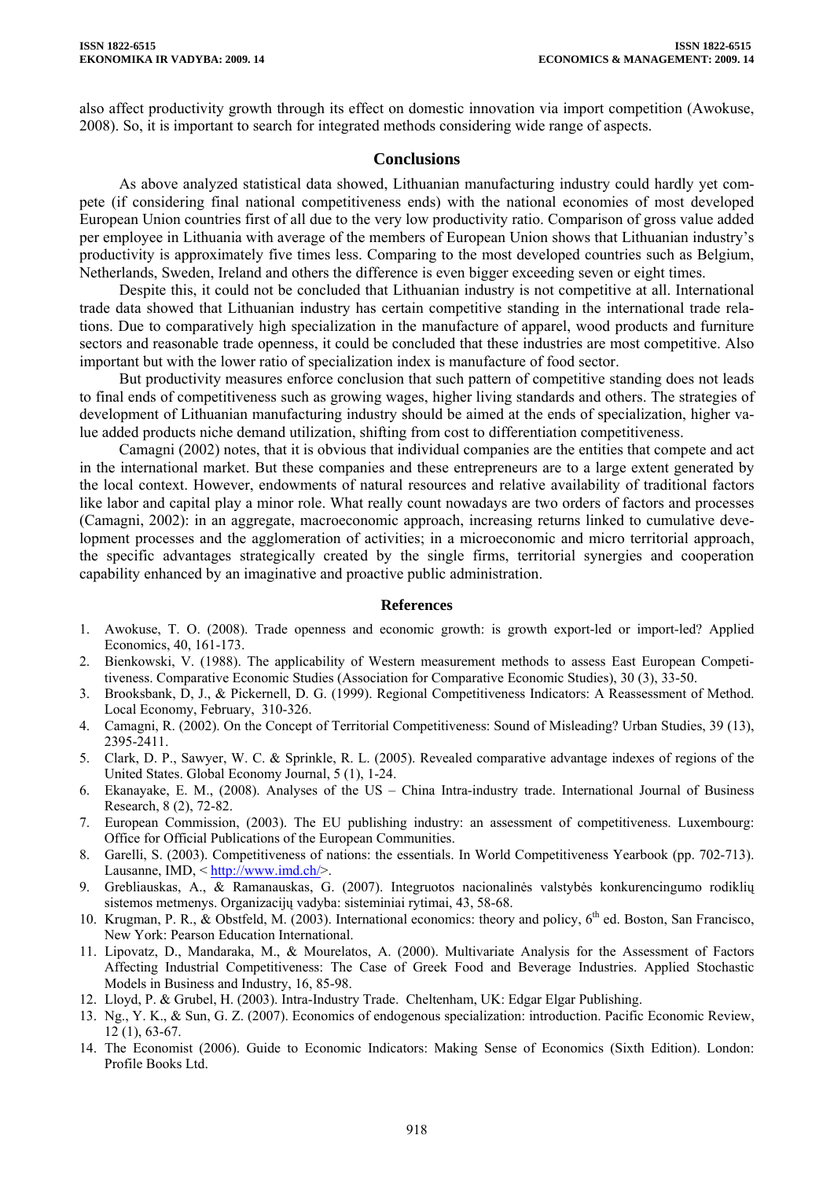also affect productivity growth through its effect on domestic innovation via import competition (Awokuse, 2008). So, it is important to search for integrated methods considering wide range of aspects.

## Conclusions

As above analyzed statistical data showed, Lithuanian manufacturing industry could hardly yet compete (if considering final national competitiveness ends) with the national economies of most developed European Union countries first of all due to the very low productivity ratio. Comparison of gross value added per employee in Lithuania with average of the members of European Union shows that Lithuanian industry's productivity is approximately five times less. Comparing to the most developed countries such as Belgium, Netherlands, Sweden, Ireland and others the difference is even bigger exceeding seven or eight times.

Despite this, it could not be concluded that Lithuanian industry is not competitive at all. International trade data showed that Lithuanian industry has certain competitive standing in the international trade relations. Due to comparatively high specialization in the manufacture of apparel, wood products and furniture sectors and reasonable trade openness, it could be concluded that these industries are most competitive. Also important but with the lower ratio of specialization index is manufacture of food sector.

But productivity measures enforce conclusion that such pattern of competitive standing does not leads to final ends of competitiveness such as growing wages, higher living standards and others. The strategies of development of Lithuanian manufacturing industry should be aimed at the ends of specialization, higher value added products niche demand utilization, shifting from cost to differentiation competitiveness.

Camagni (2002) notes, that it is obvious that individual companies are the entities that compete and act in the international market. But these companies and these entrepreneurs are to a large extent generated by the local context. However, endowments of natural resources and relative availability of traditional factors like labor and capital play a minor role. What really count nowadays are two orders of factors and processes (Camagni, 2002): in an aggregate, macroeconomic approach, increasing returns linked to cumulative development processes and the agglomeration of activities; in a microeconomic and micro territorial approach, the specific advantages strategically created by the single firms, territorial synergies and cooperation capability enhanced by an imaginative and proactive public administration.

## References

1. Awokuse, T. O. (2008). Trade openness and economic growth: is growth export-led or import-led? Applied Economics, 40, 161-173.
2. Bienkowski, V. (1988). The applicability of Western measurement methods to assess East European Competitiveness. Comparative Economic Studies (Association for Comparative Economic Studies), 30 (3), 33-50.
3. Brooksbank, D, J., & Pickernell, D. G. (1999). Regional Competitiveness Indicators: A Reassessment of Method. Local Economy, February, 310-326.
4. Camagni, R. (2002). On the Concept of Territorial Competitiveness: Sound of Misleading? Urban Studies, 39 (13), 2395-2411.
5. Clark, D. P., Sawyer, W. C. & Sprinkle, R. L. (2005). Revealed comparative advantage indexes of regions of the United States. Global Economy Journal, 5 (1), 1-24.
6. Ekanayake, E. M., (2008). Analyses of the US – China Intra-industry trade. International Journal of Business Research, 8 (2), 72-82.
7. European Commission, (2003). The EU publishing industry: an assessment of competitiveness. Luxembourg: Office for Official Publications of the European Communities.
8. Garelli, S. (2003). Competitiveness of nations: the essentials. In World Competitiveness Yearbook (pp. 702-713). Lausanne, IMD, < http://www.imd.ch/>.
9. Grebliauskas, A., & Ramanauskas, G. (2007). Integruotos nacionalinės valstybės konkurencingumo rodiklių sistemos metmenys. Organizacijų vadyba: sisteminiai rytimai, 43, 58-68.
10. Krugman, P. R., & Obstfeld, M. (2003). International economics: theory and policy, 6th ed. Boston, San Francisco, New York: Pearson Education International.
11. Lipovatz, D., Mandaraka, M., & Mourelatos, A. (2000). Multivariate Analysis for the Assessment of Factors Affecting Industrial Competitiveness: The Case of Greek Food and Beverage Industries. Applied Stochastic Models in Business and Industry, 16, 85-98.
12. Lloyd, P. & Grubel, H. (2003). Intra-Industry Trade. Cheltenham, UK: Edgar Elgar Publishing.
13. Ng., Y. K., & Sun, G. Z. (2007). Economics of endogenous specialization: introduction. Pacific Economic Review, 12 (1), 63-67.
14. The Economist (2006). Guide to Economic Indicators: Making Sense of Economics (Sixth Edition). London: Profile Books Ltd.